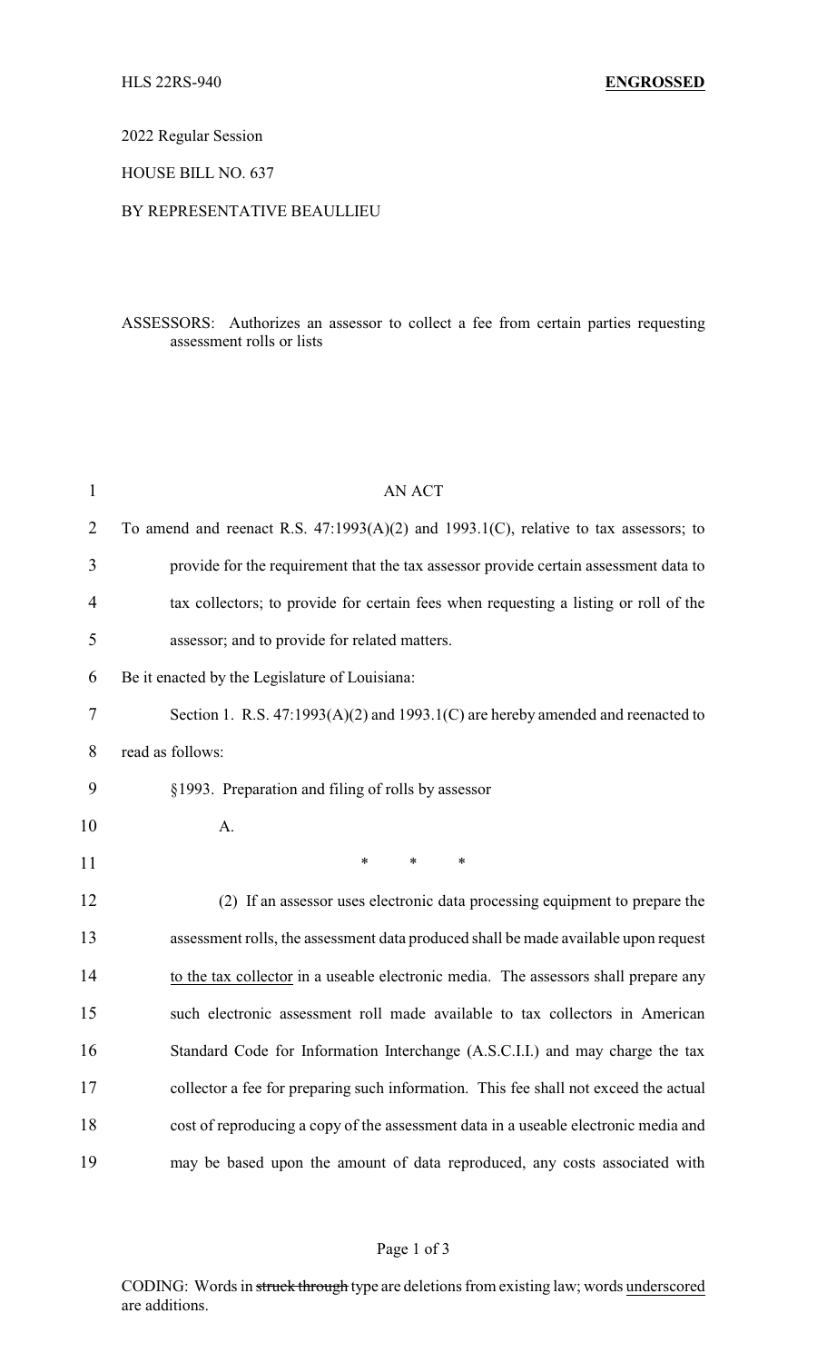HLS 22RS-940 **ENGROSSED**

2022 Regular Session

HOUSE BILL NO. 637

BY REPRESENTATIVE BEAULLIEU

ASSESSORS: Authorizes an assessor to collect a fee from certain parties requesting assessment rolls or lists

AN ACT

To amend and reenact R.S. 47:1993(A)(2) and 1993.1(C), relative to tax assessors; to provide for the requirement that the tax assessor provide certain assessment data to tax collectors; to provide for certain fees when requesting a listing or roll of the assessor; and to provide for related matters.

Be it enacted by the Legislature of Louisiana:

Section 1. R.S. 47:1993(A)(2) and 1993.1(C) are hereby amended and reenacted to read as follows:

§1993. Preparation and filing of rolls by assessor

A.

\* \* \*

(2) If an assessor uses electronic data processing equipment to prepare the assessment rolls, the assessment data produced shall be made available upon request <u>to the tax collector</u> in a useable electronic media. The assessors shall prepare any such electronic assessment roll made available to tax collectors in American Standard Code for Information Interchange (A.S.C.I.I.) and may charge the tax collector a fee for preparing such information. This fee shall not exceed the actual cost of reproducing a copy of the assessment data in a useable electronic media and may be based upon the amount of data reproduced, any costs associated with

CODING: Words in ~~struck through~~ type are deletions from existing law; words <u>underscored</u> are additions.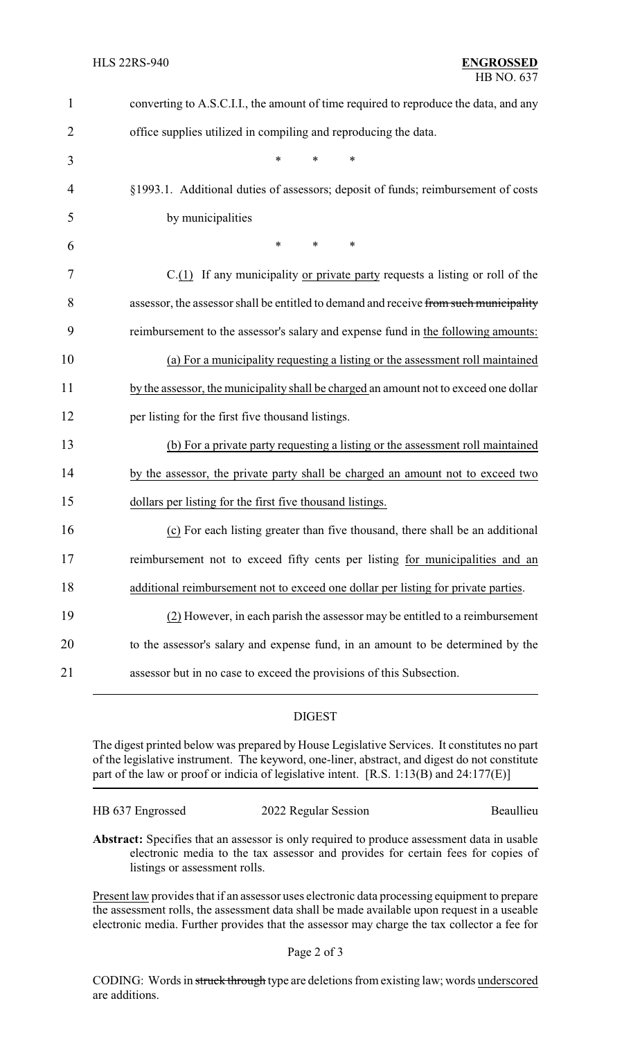converting to A.S.C.I.I., the amount of time required to reproduce the data, and any office supplies utilized in compiling and reproducing the data.

\* \* \*

§1993.1. Additional duties of assessors; deposit of funds; reimbursement of costs by municipalities

\* \* \*

C.(1) If any municipality or private party requests a listing or roll of the assessor, the assessor shall be entitled to demand and receive ~~from such municipality~~ reimbursement to the assessor's salary and expense fund in the following amounts:

(a) For a municipality requesting a listing or the assessment roll maintained by the assessor, the municipality shall be charged an amount not to exceed one dollar per listing for the first five thousand listings.

(b) For a private party requesting a listing or the assessment roll maintained by the assessor, the private party shall be charged an amount not to exceed two dollars per listing for the first five thousand listings.

(c) For each listing greater than five thousand, there shall be an additional reimbursement not to exceed fifty cents per listing for municipalities and an additional reimbursement not to exceed one dollar per listing for private parties.

(2) However, in each parish the assessor may be entitled to a reimbursement to the assessor's salary and expense fund, in an amount to be determined by the assessor but in no case to exceed the provisions of this Subsection.

## DIGEST

The digest printed below was prepared by House Legislative Services. It constitutes no part of the legislative instrument. The keyword, one-liner, abstract, and digest do not constitute part of the law or proof or indicia of legislative intent. [R.S. 1:13(B) and 24:177(E)]

HB 637 Engrossed 2022 Regular Session Beaullieu

**Abstract:** Specifies that an assessor is only required to produce assessment data in usable electronic media to the tax assessor and provides for certain fees for copies of listings or assessment rolls.

Present law provides that if an assessor uses electronic data processing equipment to prepare the assessment rolls, the assessment data shall be made available upon request in a useable electronic media. Further provides that the assessor may charge the tax collector a fee for

CODING: Words in ~~struck through~~ type are deletions from existing law; words underscored are additions.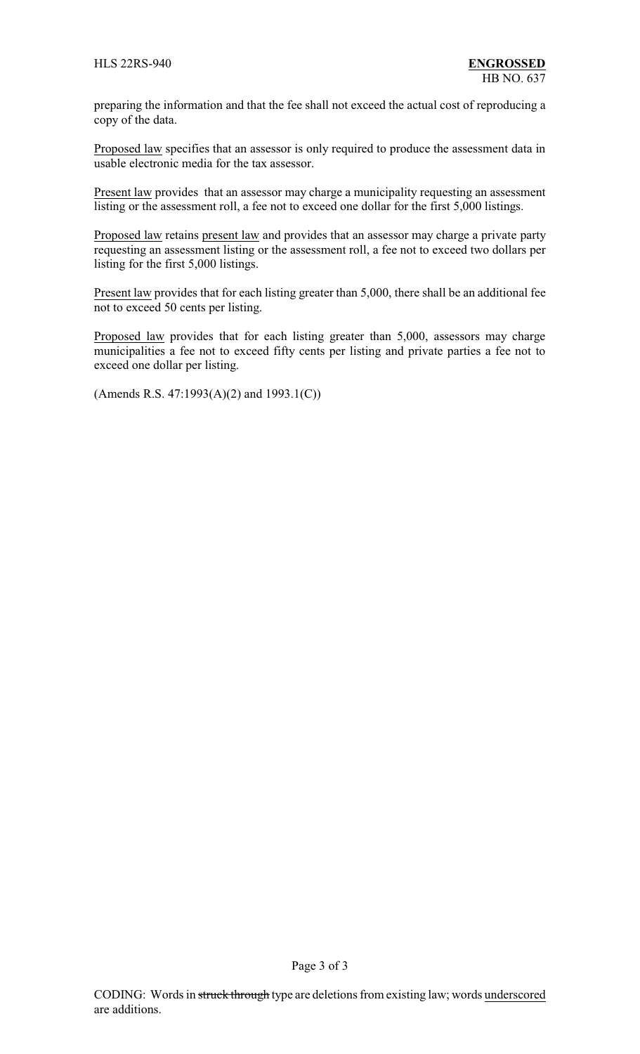preparing the information and that the fee shall not exceed the actual cost of reproducing a copy of the data.

Proposed law specifies that an assessor is only required to produce the assessment data in usable electronic media for the tax assessor.

Present law provides that an assessor may charge a municipality requesting an assessment listing or the assessment roll, a fee not to exceed one dollar for the first 5,000 listings.

Proposed law retains present law and provides that an assessor may charge a private party requesting an assessment listing or the assessment roll, a fee not to exceed two dollars per listing for the first 5,000 listings.

Present law provides that for each listing greater than 5,000, there shall be an additional fee not to exceed 50 cents per listing.

Proposed law provides that for each listing greater than 5,000, assessors may charge municipalities a fee not to exceed fifty cents per listing and private parties a fee not to exceed one dollar per listing.

(Amends R.S. 47:1993(A)(2) and 1993.1(C))

CODING: Words in ~~struck through~~ type are deletions from existing law; words underscored are additions.